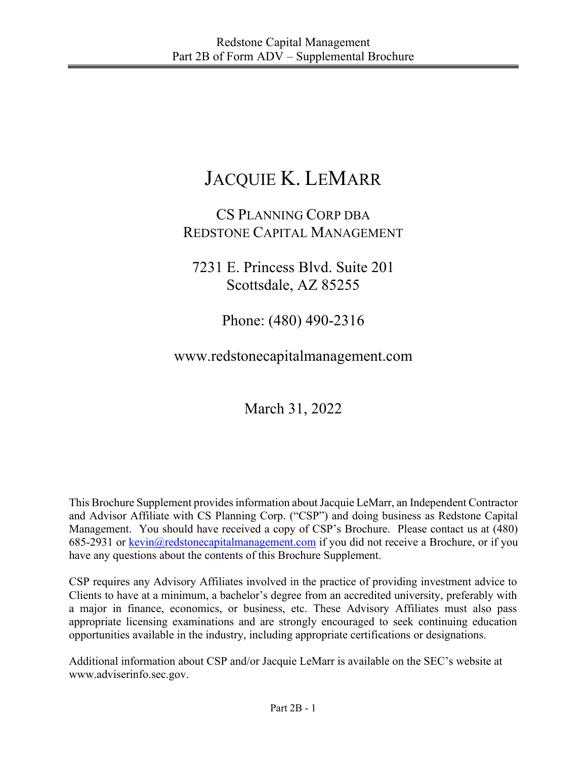# JACQUIE K. LEMARR

## CS PLANNING CORP DBA
## REDSTONE CAPITAL MANAGEMENT

7231 E. Princess Blvd. Suite 201
Scottsdale, AZ 85255

Phone: (480) 490-2316

www.redstonecapitalmanagement.com

March 31, 2022

This Brochure Supplement provides information about Jacquie LeMarr, an Independent Contractor and Advisor Affiliate with CS Planning Corp. ("CSP") and doing business as Redstone Capital Management. You should have received a copy of CSP's Brochure. Please contact us at (480) 685-2931 or kevin@redstonecapitalmanagement.com if you did not receive a Brochure, or if you have any questions about the contents of this Brochure Supplement.

CSP requires any Advisory Affiliates involved in the practice of providing investment advice to Clients to have at a minimum, a bachelor's degree from an accredited university, preferably with a major in finance, economics, or business, etc. These Advisory Affiliates must also pass appropriate licensing examinations and are strongly encouraged to seek continuing education opportunities available in the industry, including appropriate certifications or designations.

Additional information about CSP and/or Jacquie LeMarr is available on the SEC's website at www.adviserinfo.sec.gov.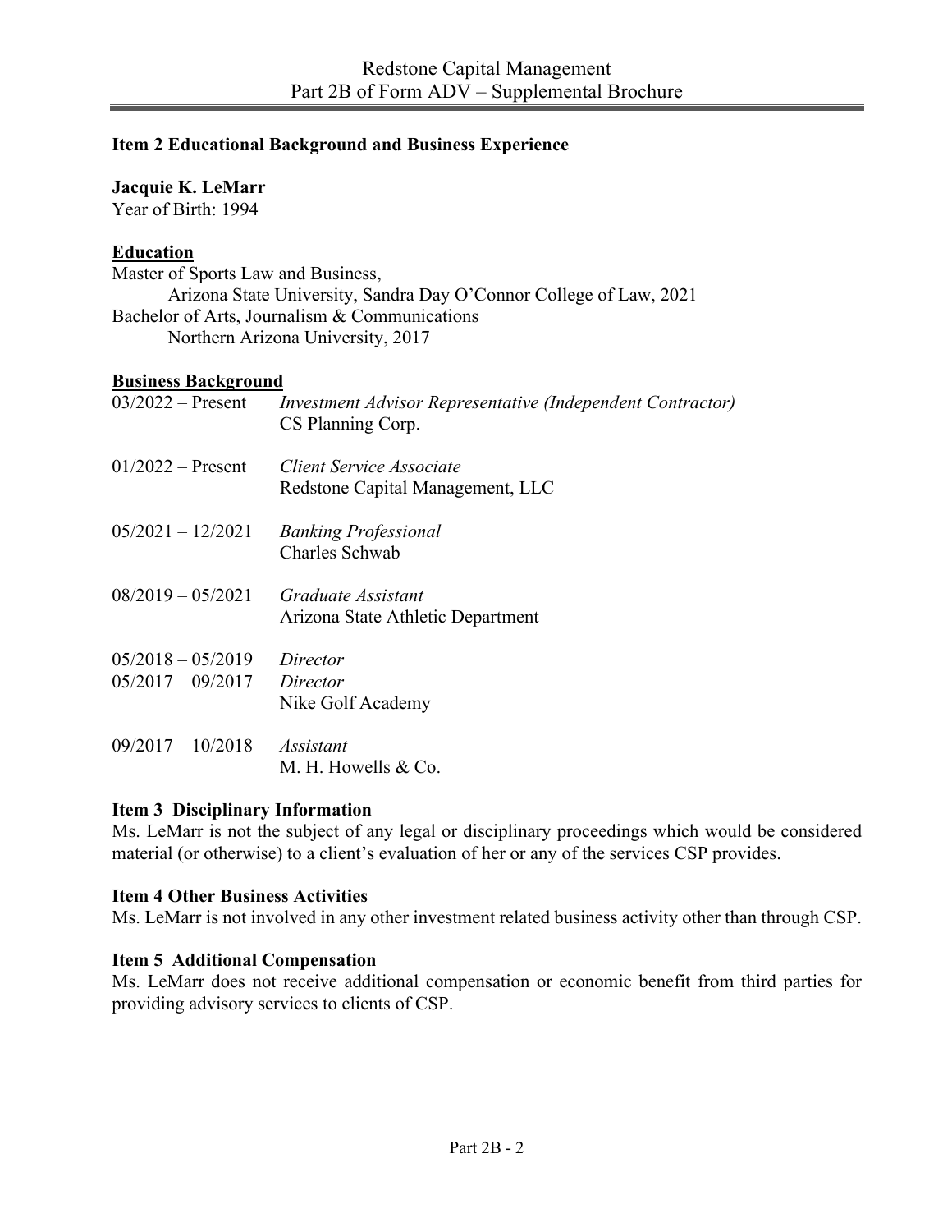Redstone Capital Management
Part 2B of Form ADV – Supplemental Brochure

**Item 2 Educational Background and Business Experience**

**Jacquie K. LeMarr**
Year of Birth: 1994

**Education**

Master of Sports Law and Business,
Arizona State University, Sandra Day O'Connor College of Law, 2021

Bachelor of Arts, Journalism & Communications
Northern Arizona University, 2017

**Business Background**

| | |
|---|---|
| 03/2022 – Present | *Investment Advisor Representative (Independent Contractor)*<br>CS Planning Corp. |
| 01/2022 – Present | *Client Service Associate*<br>Redstone Capital Management, LLC |
| 05/2021 – 12/2021 | *Banking Professional*<br>Charles Schwab |
| 08/2019 – 05/2021 | *Graduate Assistant*<br>Arizona State Athletic Department |
| 05/2018 – 05/2019<br>05/2017 – 09/2017 | *Director*<br>*Director*<br>Nike Golf Academy |
| 09/2017 – 10/2018 | *Assistant*<br>M. H. Howells & Co. |

**Item 3 Disciplinary Information**

Ms. LeMarr is not the subject of any legal or disciplinary proceedings which would be considered material (or otherwise) to a client's evaluation of her or any of the services CSP provides.

**Item 4 Other Business Activities**

Ms. LeMarr is not involved in any other investment related business activity other than through CSP.

**Item 5 Additional Compensation**

Ms. LeMarr does not receive additional compensation or economic benefit from third parties for providing advisory services to clients of CSP.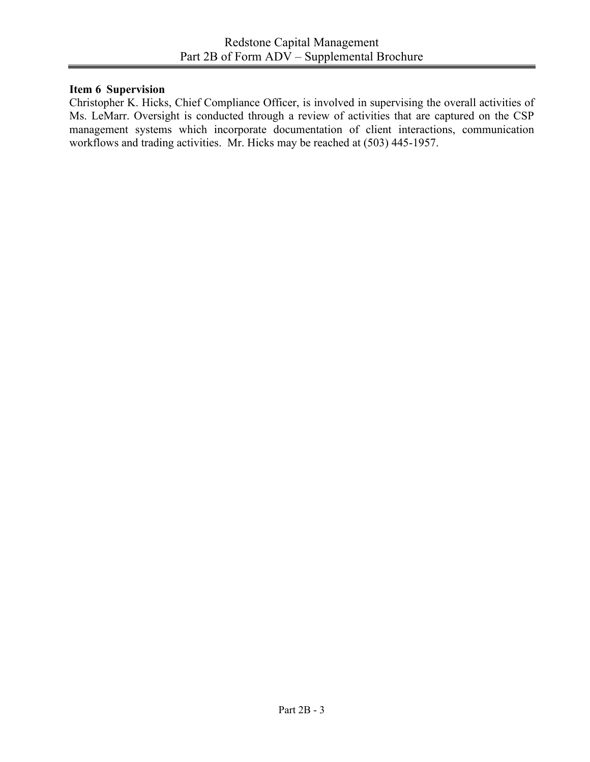## Item 6 Supervision

Christopher K. Hicks, Chief Compliance Officer, is involved in supervising the overall activities of Ms. LeMarr. Oversight is conducted through a review of activities that are captured on the CSP management systems which incorporate documentation of client interactions, communication workflows and trading activities. Mr. Hicks may be reached at (503) 445-1957.